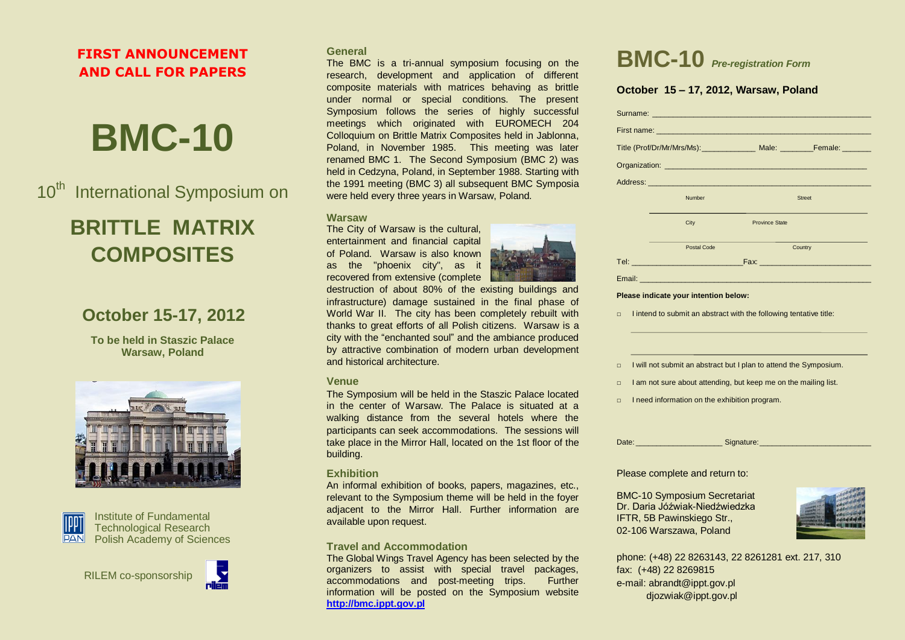**FIRST ANNOUNCEMENT AND CALL FOR PAPERS**

# BMC-10

10th International Symposium on

## BRITTLE MATRIX COMPOSITES

### October 15-17, 2012

**To be held in Staszic Palace Warsaw, Poland**

Institute of Fundamental Technological Research Polish Academy of Sciences

RILEM co-sponsorship

### General

The BMC is a tri-annual symposium focusing on the research, development and application of different composite materials with matrices behaving as brittle under normal or special conditions. The present Symposium follows the series of highly successful meetings which originated with EUROMECH 204 Colloquium on Brittle Matrix Composites held in Jablonna, Poland, in November 1985. This meeting was later renamed BMC 1. The Second Symposium (BMC 2) was held in Cedzyna, Poland, in September 1988. Starting with the 1991 meeting (BMC 3) all subsequent BMC Symposia were held every three years in Warsaw, Poland.

### Warsaw

The City of Warsaw is the cultural, entertainment and financial capital of Poland. Warsaw is also known as the "phoenix city", as it recovered from extensive (complete destruction of about 80% of the existing buildings and infrastructure) damage sustained in the final phase of World War II. The city has been completely rebuilt with thanks to great efforts of all Polish citizens. Warsaw is a city with the "enchanted soul" and the ambiance produced by attractive combination of modern urban development and historical architecture.

### Venue

The Symposium will be held in the Staszic Palace located in the center of Warsaw. The Palace is situated at a walking distance from the several hotels where the participants can seek accommodations. The sessions will take place in the Mirror Hall, located on the 1st floor of the building.

### Exhibition

An informal exhibition of books, papers, magazines, etc., relevant to the Symposium theme will be held in the foyer adjacent to the Mirror Hall. Further information are available upon request.

### Travel and Accommodation

The Global Wings Travel Agency has been selected by the organizers to assist with special travel packages, accommodations and post-meeting trips. Further information will be posted on the Symposium website [http://bmc.ippt.gov.pl](http://bmc.ippt.gov.pl)

# BMC-10 *Pre-registration Form*

### October 15 – 17, 2012, Warsaw, Poland

Surname: ______________________________

First name: ______________________________

Title (Prof/Dr/Mr/Mrs/Ms): __________ Male: ______ Female: ______

Organization: ______________________________

Address: ______________________________

Number Street

City Province State

Postal Code Country

Tel: ______________ Fax: ______________

Email: ______________________________

**Please indicate your intention below:**

- □ I intend to submit an abstract with the following tentative title:

______________________________

______________________________

- □ I will not submit an abstract but I plan to attend the Symposium.
- □ I am not sure about attending, but keep me on the mailing list.
- □ I need information on the exhibition program.

Date: ______________ Signature: ______________

Please complete and return to:

BMC-10 Symposium Secretariat
Dr. Daria Jóźwiak-Niedźwiedzka
IFTR, 5B Pawinskiego Str.,
02-106 Warszawa, Poland

phone: (+48) 22 8263143, 22 8261281 ext. 217, 310
fax: (+48) 22 8269815
e-mail: abrandt@ippt.gov.pl
djozwiak@ippt.gov.pl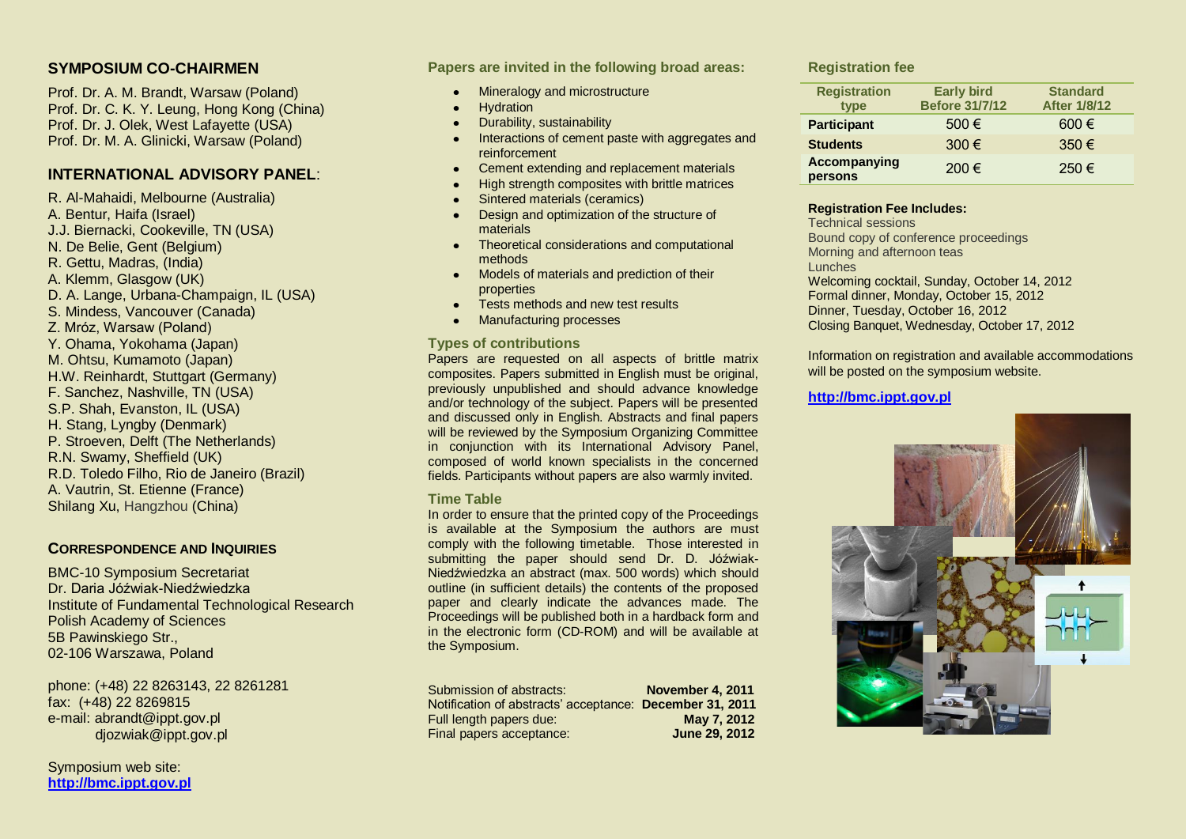## SYMPOSIUM CO-CHAIRMEN

Prof. Dr. A. M. Brandt, Warsaw (Poland)
Prof. Dr. C. K. Y. Leung, Hong Kong (China)
Prof. Dr. J. Olek, West Lafayette (USA)
Prof. Dr. M. A. Glinicki, Warsaw (Poland)

## INTERNATIONAL ADVISORY PANEL:

R. Al-Mahaidi, Melbourne (Australia)
A. Bentur, Haifa (Israel)
J.J. Biernacki, Cookeville, TN (USA)
N. De Belie, Gent (Belgium)
R. Gettu, Madras, (India)
A. Klemm, Glasgow (UK)
D. A. Lange, Urbana-Champaign, IL (USA)
S. Mindess, Vancouver (Canada)
Z. Mróz, Warsaw (Poland)
Y. Ohama, Yokohama (Japan)
M. Ohtsu, Kumamoto (Japan)
H.W. Reinhardt, Stuttgart (Germany)
F. Sanchez, Nashville, TN (USA)
S.P. Shah, Evanston, IL (USA)
H. Stang, Lyngby (Denmark)
P. Stroeven, Delft (The Netherlands)
R.N. Swamy, Sheffield (UK)
R.D. Toledo Filho, Rio de Janeiro (Brazil)
A. Vautrin, St. Etienne (France)
Shilang Xu, Hangzhou (China)

### CORRESPONDENCE AND INQUIRIES

BMC-10 Symposium Secretariat
Dr. Daria Jóźwiak-Niedźwiedzka
Institute of Fundamental Technological Research
Polish Academy of Sciences
5B Pawinskiego Str.,
02-106 Warszawa, Poland

phone: (+48) 22 8263143, 22 8261281
fax: (+48) 22 8269815
e-mail: abrandt@ippt.gov.pl
djozwiak@ippt.gov.pl

Symposium web site:
**http://bmc.ippt.gov.pl**

### Papers are invited in the following broad areas:

- Mineralogy and microstructure
- Hydration
- Durability, sustainability
- Interactions of cement paste with aggregates and reinforcement
- Cement extending and replacement materials
- High strength composites with brittle matrices
- Sintered materials (ceramics)
- Design and optimization of the structure of materials
- Theoretical considerations and computational methods
- Models of materials and prediction of their properties
- Tests methods and new test results
- Manufacturing processes

### Types of contributions

Papers are requested on all aspects of brittle matrix composites. Papers submitted in English must be original, previously unpublished and should advance knowledge and/or technology of the subject. Papers will be presented and discussed only in English. Abstracts and final papers will be reviewed by the Symposium Organizing Committee in conjunction with its International Advisory Panel, composed of world known specialists in the concerned fields. Participants without papers are also warmly invited.

### Time Table

In order to ensure that the printed copy of the Proceedings is available at the Symposium the authors are must comply with the following timetable. Those interested in submitting the paper should send Dr. D. Jóźwiak-Niedźwiedzka an abstract (max. 500 words) which should outline (in sufficient details) the contents of the proposed paper and clearly indicate the advances made. The Proceedings will be published both in a hardback form and in the electronic form (CD-ROM) and will be available at the Symposium.

| | |
|---|---|
| Submission of abstracts: | **November 4, 2011** |
| Notification of abstracts' acceptance: | **December 31, 2011** |
| Full length papers due: | **May 7, 2012** |
| Final papers acceptance: | **June 29, 2012** |

### Registration fee

| Registration type | Early bird Before 31/7/12 | Standard After 1/8/12 |
|---|---|---|
| **Participant** | 500 € | 600 € |
| **Students** | 300 € | 350 € |
| **Accompanying persons** | 200 € | 250 € |

**Registration Fee Includes:**

Technical sessions
Bound copy of conference proceedings
Morning and afternoon teas
Lunches
Welcoming cocktail, Sunday, October 14, 2012
Formal dinner, Monday, October 15, 2012
Dinner, Tuesday, October 16, 2012
Closing Banquet, Wednesday, October 17, 2012

Information on registration and available accommodations will be posted on the symposium website.

**http://bmc.ippt.gov.pl**